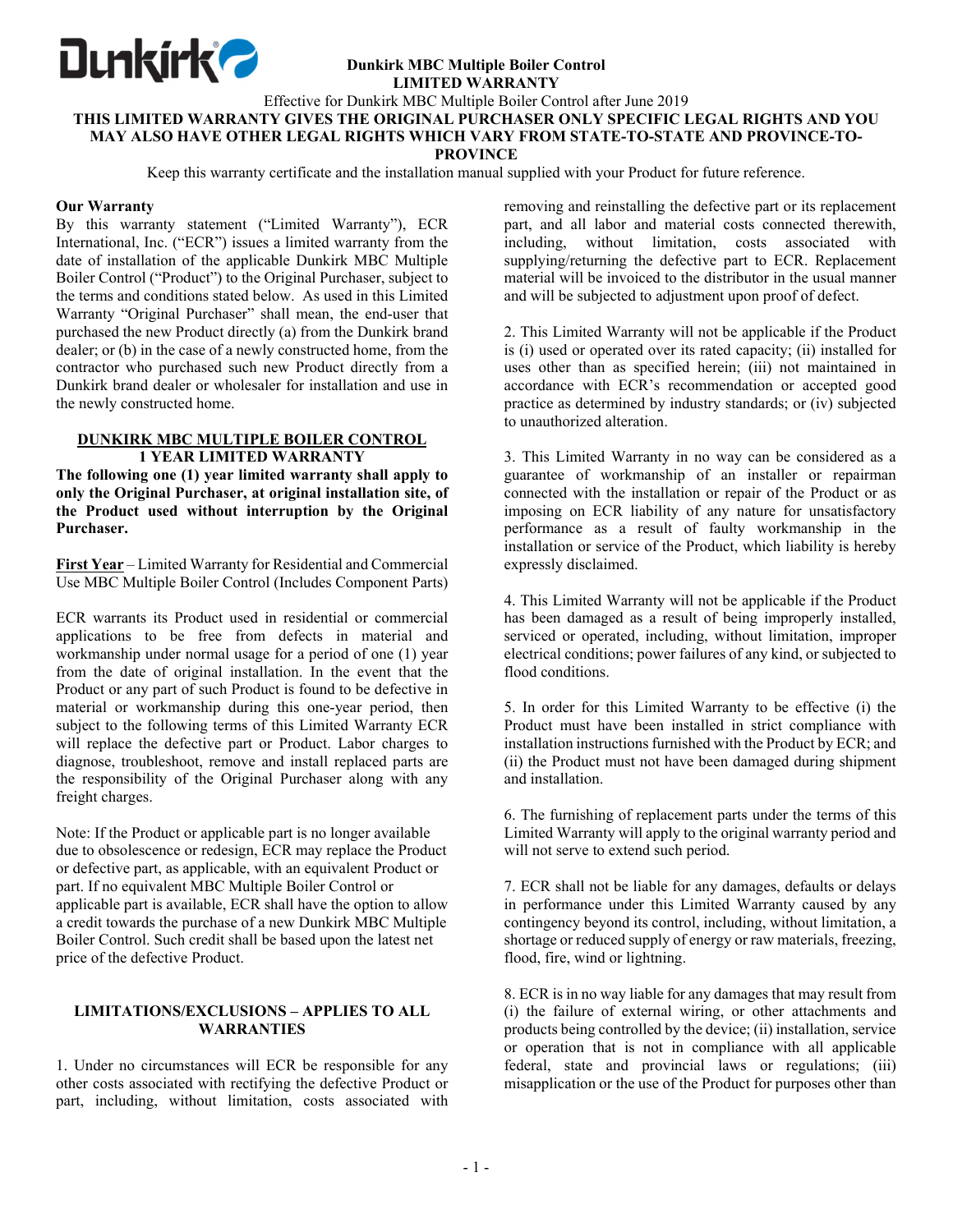# Dunkirk MBC Multiple Boiler Control
## LIMITED WARRANTY

Effective for Dunkirk MBC Multiple Boiler Control after June 2019

**THIS LIMITED WARRANTY GIVES THE ORIGINAL PURCHASER ONLY SPECIFIC LEGAL RIGHTS AND YOU MAY ALSO HAVE OTHER LEGAL RIGHTS WHICH VARY FROM STATE-TO-STATE AND PROVINCE-TO-PROVINCE**

Keep this warranty certificate and the installation manual supplied with your Product for future reference.

### Our Warranty

By this warranty statement ("Limited Warranty"), ECR International, Inc. ("ECR") issues a limited warranty from the date of installation of the applicable Dunkirk MBC Multiple Boiler Control ("Product") to the Original Purchaser, subject to the terms and conditions stated below. As used in this Limited Warranty "Original Purchaser" shall mean, the end-user that purchased the new Product directly (a) from the Dunkirk brand dealer; or (b) in the case of a newly constructed home, from the contractor who purchased such new Product directly from a Dunkirk brand dealer or wholesaler for installation and use in the newly constructed home.

### DUNKIRK MBC MULTIPLE BOILER CONTROL 1 YEAR LIMITED WARRANTY

**The following one (1) year limited warranty shall apply to only the Original Purchaser, at original installation site, of the Product used without interruption by the Original Purchaser.**

**First Year** – Limited Warranty for Residential and Commercial Use MBC Multiple Boiler Control (Includes Component Parts)

ECR warrants its Product used in residential or commercial applications to be free from defects in material and workmanship under normal usage for a period of one (1) year from the date of original installation. In the event that the Product or any part of such Product is found to be defective in material or workmanship during this one-year period, then subject to the following terms of this Limited Warranty ECR will replace the defective part or Product. Labor charges to diagnose, troubleshoot, remove and install replaced parts are the responsibility of the Original Purchaser along with any freight charges.

Note: If the Product or applicable part is no longer available due to obsolescence or redesign, ECR may replace the Product or defective part, as applicable, with an equivalent Product or part. If no equivalent MBC Multiple Boiler Control or applicable part is available, ECR shall have the option to allow a credit towards the purchase of a new Dunkirk MBC Multiple Boiler Control. Such credit shall be based upon the latest net price of the defective Product.

### LIMITATIONS/EXCLUSIONS – APPLIES TO ALL WARRANTIES

1. Under no circumstances will ECR be responsible for any other costs associated with rectifying the defective Product or part, including, without limitation, costs associated with removing and reinstalling the defective part or its replacement part, and all labor and material costs connected therewith, including, without limitation, costs associated with supplying/returning the defective part to ECR. Replacement material will be invoiced to the distributor in the usual manner and will be subjected to adjustment upon proof of defect.

2. This Limited Warranty will not be applicable if the Product is (i) used or operated over its rated capacity; (ii) installed for uses other than as specified herein; (iii) not maintained in accordance with ECR's recommendation or accepted good practice as determined by industry standards; or (iv) subjected to unauthorized alteration.

3. This Limited Warranty in no way can be considered as a guarantee of workmanship of an installer or repairman connected with the installation or repair of the Product or as imposing on ECR liability of any nature for unsatisfactory performance as a result of faulty workmanship in the installation or service of the Product, which liability is hereby expressly disclaimed.

4. This Limited Warranty will not be applicable if the Product has been damaged as a result of being improperly installed, serviced or operated, including, without limitation, improper electrical conditions; power failures of any kind, or subjected to flood conditions.

5. In order for this Limited Warranty to be effective (i) the Product must have been installed in strict compliance with installation instructions furnished with the Product by ECR; and (ii) the Product must not have been damaged during shipment and installation.

6. The furnishing of replacement parts under the terms of this Limited Warranty will apply to the original warranty period and will not serve to extend such period.

7. ECR shall not be liable for any damages, defaults or delays in performance under this Limited Warranty caused by any contingency beyond its control, including, without limitation, a shortage or reduced supply of energy or raw materials, freezing, flood, fire, wind or lightning.

8. ECR is in no way liable for any damages that may result from (i) the failure of external wiring, or other attachments and products being controlled by the device; (ii) installation, service or operation that is not in compliance with all applicable federal, state and provincial laws or regulations; (iii) misapplication or the use of the Product for purposes other than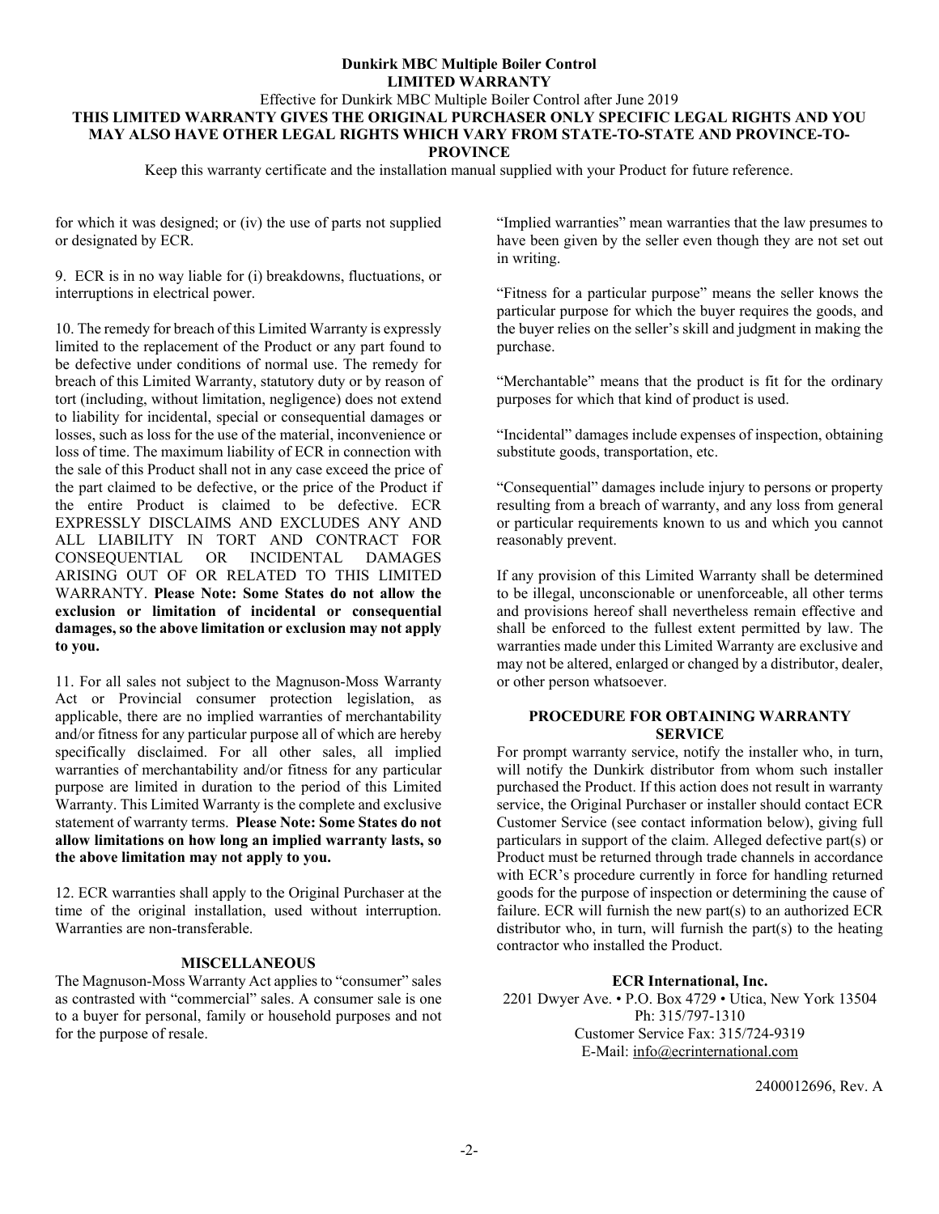**Dunkirk MBC Multiple Boiler Control**
**LIMITED WARRANTY**

Effective for Dunkirk MBC Multiple Boiler Control after June 2019

**THIS LIMITED WARRANTY GIVES THE ORIGINAL PURCHASER ONLY SPECIFIC LEGAL RIGHTS AND YOU MAY ALSO HAVE OTHER LEGAL RIGHTS WHICH VARY FROM STATE-TO-STATE AND PROVINCE-TO-PROVINCE**

Keep this warranty certificate and the installation manual supplied with your Product for future reference.

for which it was designed; or (iv) the use of parts not supplied or designated by ECR.

9. ECR is in no way liable for (i) breakdowns, fluctuations, or interruptions in electrical power.

10. The remedy for breach of this Limited Warranty is expressly limited to the replacement of the Product or any part found to be defective under conditions of normal use. The remedy for breach of this Limited Warranty, statutory duty or by reason of tort (including, without limitation, negligence) does not extend to liability for incidental, special or consequential damages or losses, such as loss for the use of the material, inconvenience or loss of time. The maximum liability of ECR in connection with the sale of this Product shall not in any case exceed the price of the part claimed to be defective, or the price of the Product if the entire Product is claimed to be defective. ECR EXPRESSLY DISCLAIMS AND EXCLUDES ANY AND ALL LIABILITY IN TORT AND CONTRACT FOR CONSEQUENTIAL OR INCIDENTAL DAMAGES ARISING OUT OF OR RELATED TO THIS LIMITED WARRANTY. **Please Note: Some States do not allow the exclusion or limitation of incidental or consequential damages, so the above limitation or exclusion may not apply to you.**

11. For all sales not subject to the Magnuson-Moss Warranty Act or Provincial consumer protection legislation, as applicable, there are no implied warranties of merchantability and/or fitness for any particular purpose all of which are hereby specifically disclaimed. For all other sales, all implied warranties of merchantability and/or fitness for any particular purpose are limited in duration to the period of this Limited Warranty. This Limited Warranty is the complete and exclusive statement of warranty terms. **Please Note: Some States do not allow limitations on how long an implied warranty lasts, so the above limitation may not apply to you.**

12. ECR warranties shall apply to the Original Purchaser at the time of the original installation, used without interruption. Warranties are non-transferable.

**MISCELLANEOUS**

The Magnuson-Moss Warranty Act applies to "consumer" sales as contrasted with "commercial" sales. A consumer sale is one to a buyer for personal, family or household purposes and not for the purpose of resale.

"Implied warranties" mean warranties that the law presumes to have been given by the seller even though they are not set out in writing.

"Fitness for a particular purpose" means the seller knows the particular purpose for which the buyer requires the goods, and the buyer relies on the seller's skill and judgment in making the purchase.

"Merchantable" means that the product is fit for the ordinary purposes for which that kind of product is used.

"Incidental" damages include expenses of inspection, obtaining substitute goods, transportation, etc.

"Consequential" damages include injury to persons or property resulting from a breach of warranty, and any loss from general or particular requirements known to us and which you cannot reasonably prevent.

If any provision of this Limited Warranty shall be determined to be illegal, unconscionable or unenforceable, all other terms and provisions hereof shall nevertheless remain effective and shall be enforced to the fullest extent permitted by law. The warranties made under this Limited Warranty are exclusive and may not be altered, enlarged or changed by a distributor, dealer, or other person whatsoever.

**PROCEDURE FOR OBTAINING WARRANTY SERVICE**

For prompt warranty service, notify the installer who, in turn, will notify the Dunkirk distributor from whom such installer purchased the Product. If this action does not result in warranty service, the Original Purchaser or installer should contact ECR Customer Service (see contact information below), giving full particulars in support of the claim. Alleged defective part(s) or Product must be returned through trade channels in accordance with ECR's procedure currently in force for handling returned goods for the purpose of inspection or determining the cause of failure. ECR will furnish the new part(s) to an authorized ECR distributor who, in turn, will furnish the part(s) to the heating contractor who installed the Product.

**ECR International, Inc.**
2201 Dwyer Ave. • P.O. Box 4729 • Utica, New York 13504
Ph: 315/797-1310
Customer Service Fax: 315/724-9319
E-Mail: info@ecrinternational.com

2400012696, Rev. A